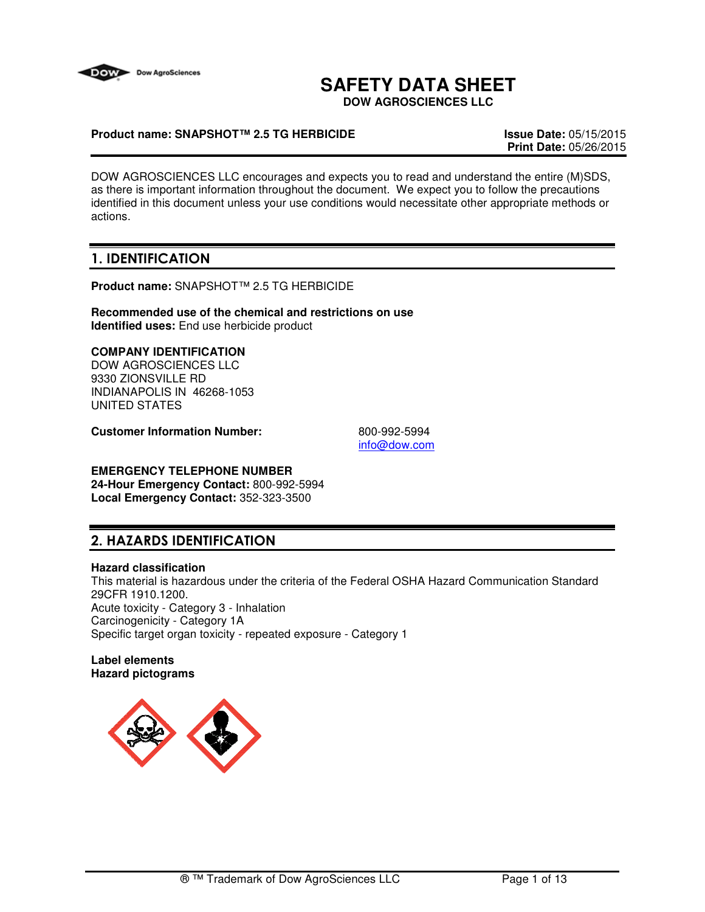# SAFETY DATA SHEET

**DOW AGROSCIENCES LLC**

**Product name: SNAPSHOT™ 2.5 TG HERBICIDE**

**Issue Date:** 05/15/2015
**Print Date:** 05/26/2015

DOW AGROSCIENCES LLC encourages and expects you to read and understand the entire (M)SDS, as there is important information throughout the document. We expect you to follow the precautions identified in this document unless your use conditions would necessitate other appropriate methods or actions.

## 1. IDENTIFICATION

**Product name:** SNAPSHOT™ 2.5 TG HERBICIDE

**Recommended use of the chemical and restrictions on use**
**Identified uses:** End use herbicide product

**COMPANY IDENTIFICATION**
DOW AGROSCIENCES LLC
9330 ZIONSVILLE RD
INDIANAPOLIS IN 46268-1053
UNITED STATES

**Customer Information Number:** 800-992-5994
info@dow.com

**EMERGENCY TELEPHONE NUMBER**
**24-Hour Emergency Contact:** 800-992-5994
**Local Emergency Contact:** 352-323-3500

## 2. HAZARDS IDENTIFICATION

**Hazard classification**
This material is hazardous under the criteria of the Federal OSHA Hazard Communication Standard 29CFR 1910.1200.
Acute toxicity - Category 3 - Inhalation
Carcinogenicity - Category 1A
Specific target organ toxicity - repeated exposure - Category 1

**Label elements**
**Hazard pictograms**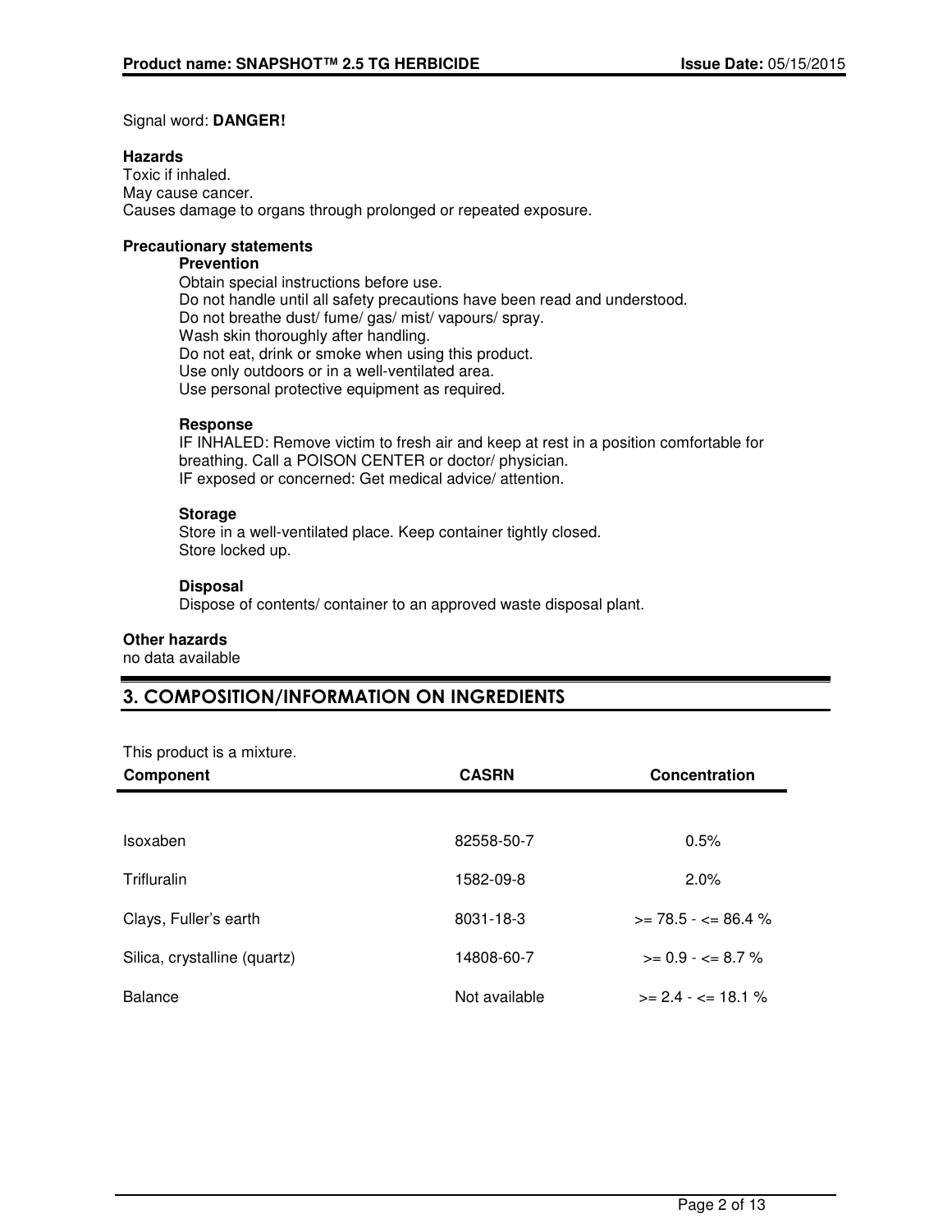Signal word: **DANGER!**

**Hazards**

Toxic if inhaled.
May cause cancer.
Causes damage to organs through prolonged or repeated exposure.

**Precautionary statements**

**Prevention**

Obtain special instructions before use.
Do not handle until all safety precautions have been read and understood.
Do not breathe dust/ fume/ gas/ mist/ vapours/ spray.
Wash skin thoroughly after handling.
Do not eat, drink or smoke when using this product.
Use only outdoors or in a well-ventilated area.
Use personal protective equipment as required.

**Response**

IF INHALED: Remove victim to fresh air and keep at rest in a position comfortable for breathing. Call a POISON CENTER or doctor/ physician.
IF exposed or concerned: Get medical advice/ attention.

**Storage**

Store in a well-ventilated place. Keep container tightly closed.
Store locked up.

**Disposal**

Dispose of contents/ container to an approved waste disposal plant.

**Other hazards**

no data available

## 3. COMPOSITION/INFORMATION ON INGREDIENTS

This product is a mixture.

| Component | CASRN | Concentration |
|---|---|---|
| Isoxaben | 82558-50-7 | 0.5% |
| Trifluralin | 1582-09-8 | 2.0% |
| Clays, Fuller's earth | 8031-18-3 | >= 78.5 - <= 86.4 % |
| Silica, crystalline (quartz) | 14808-60-7 | >= 0.9 - <= 8.7 % |
| Balance | Not available | >= 2.4 - <= 18.1 % |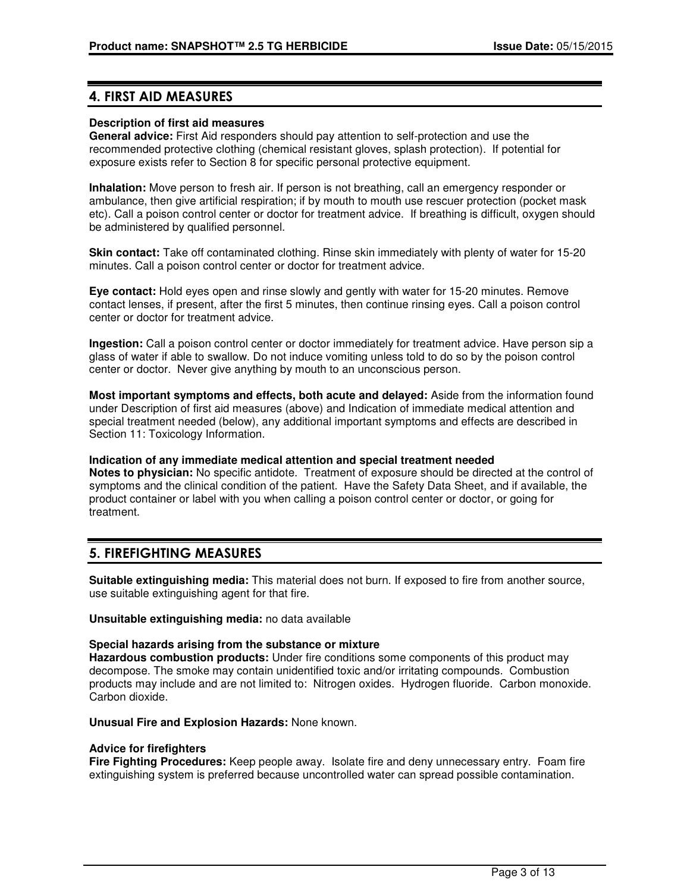## 4. FIRST AID MEASURES

**Description of first aid measures**

**General advice:** First Aid responders should pay attention to self-protection and use the recommended protective clothing (chemical resistant gloves, splash protection). If potential for exposure exists refer to Section 8 for specific personal protective equipment.

**Inhalation:** Move person to fresh air. If person is not breathing, call an emergency responder or ambulance, then give artificial respiration; if by mouth to mouth use rescuer protection (pocket mask etc). Call a poison control center or doctor for treatment advice. If breathing is difficult, oxygen should be administered by qualified personnel.

**Skin contact:** Take off contaminated clothing. Rinse skin immediately with plenty of water for 15-20 minutes. Call a poison control center or doctor for treatment advice.

**Eye contact:** Hold eyes open and rinse slowly and gently with water for 15-20 minutes. Remove contact lenses, if present, after the first 5 minutes, then continue rinsing eyes. Call a poison control center or doctor for treatment advice.

**Ingestion:** Call a poison control center or doctor immediately for treatment advice. Have person sip a glass of water if able to swallow. Do not induce vomiting unless told to do so by the poison control center or doctor. Never give anything by mouth to an unconscious person.

**Most important symptoms and effects, both acute and delayed:** Aside from the information found under Description of first aid measures (above) and Indication of immediate medical attention and special treatment needed (below), any additional important symptoms and effects are described in Section 11: Toxicology Information.

**Indication of any immediate medical attention and special treatment needed**

**Notes to physician:** No specific antidote. Treatment of exposure should be directed at the control of symptoms and the clinical condition of the patient. Have the Safety Data Sheet, and if available, the product container or label with you when calling a poison control center or doctor, or going for treatment.

## 5. FIREFIGHTING MEASURES

**Suitable extinguishing media:** This material does not burn. If exposed to fire from another source, use suitable extinguishing agent for that fire.

**Unsuitable extinguishing media:** no data available

**Special hazards arising from the substance or mixture**

**Hazardous combustion products:** Under fire conditions some components of this product may decompose. The smoke may contain unidentified toxic and/or irritating compounds. Combustion products may include and are not limited to: Nitrogen oxides. Hydrogen fluoride. Carbon monoxide. Carbon dioxide.

**Unusual Fire and Explosion Hazards:** None known.

**Advice for firefighters**

**Fire Fighting Procedures:** Keep people away. Isolate fire and deny unnecessary entry. Foam fire extinguishing system is preferred because uncontrolled water can spread possible contamination.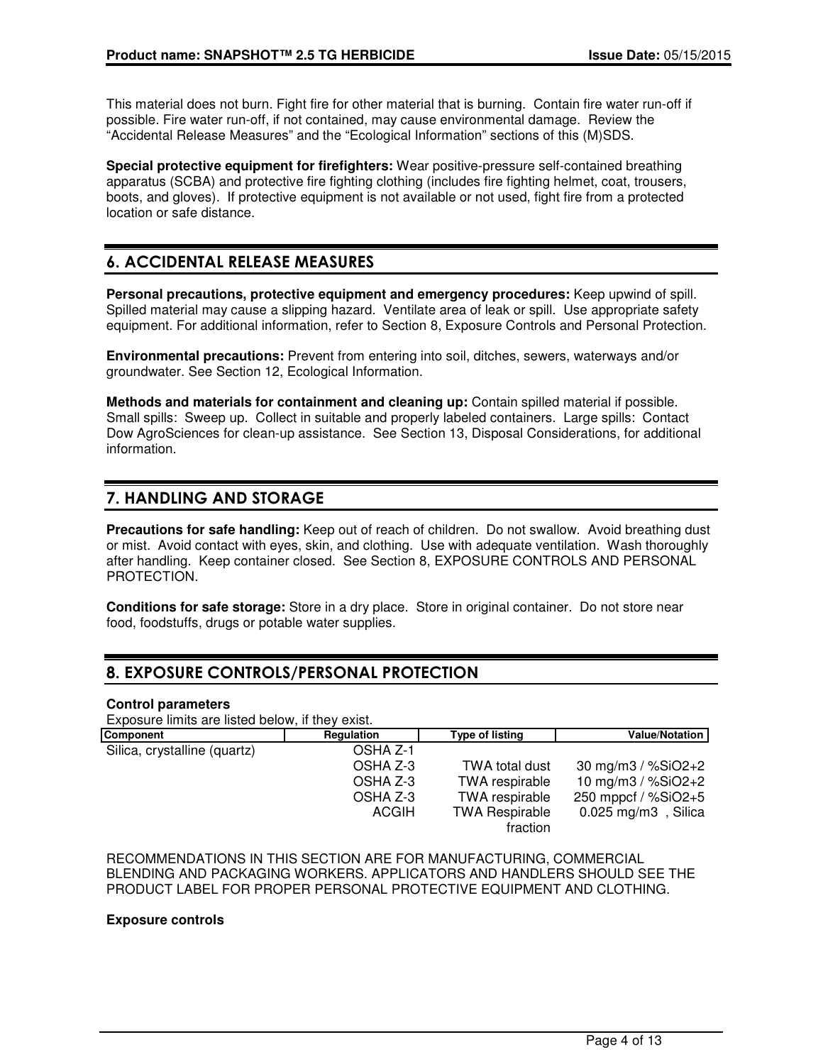This material does not burn. Fight fire for other material that is burning. Contain fire water run-off if possible. Fire water run-off, if not contained, may cause environmental damage. Review the “Accidental Release Measures” and the “Ecological Information” sections of this (M)SDS.

**Special protective equipment for firefighters:** Wear positive-pressure self-contained breathing apparatus (SCBA) and protective fire fighting clothing (includes fire fighting helmet, coat, trousers, boots, and gloves). If protective equipment is not available or not used, fight fire from a protected location or safe distance.

## 6. ACCIDENTAL RELEASE MEASURES

**Personal precautions, protective equipment and emergency procedures:** Keep upwind of spill. Spilled material may cause a slipping hazard. Ventilate area of leak or spill. Use appropriate safety equipment. For additional information, refer to Section 8, Exposure Controls and Personal Protection.

**Environmental precautions:** Prevent from entering into soil, ditches, sewers, waterways and/or groundwater. See Section 12, Ecological Information.

**Methods and materials for containment and cleaning up:** Contain spilled material if possible. Small spills: Sweep up. Collect in suitable and properly labeled containers. Large spills: Contact Dow AgroSciences for clean-up assistance. See Section 13, Disposal Considerations, for additional information.

## 7. HANDLING AND STORAGE

**Precautions for safe handling:** Keep out of reach of children. Do not swallow. Avoid breathing dust or mist. Avoid contact with eyes, skin, and clothing. Use with adequate ventilation. Wash thoroughly after handling. Keep container closed. See Section 8, EXPOSURE CONTROLS AND PERSONAL PROTECTION.

**Conditions for safe storage:** Store in a dry place. Store in original container. Do not store near food, foodstuffs, drugs or potable water supplies.

## 8. EXPOSURE CONTROLS/PERSONAL PROTECTION

### Control parameters

Exposure limits are listed below, if they exist.

| Component | Regulation | Type of listing | Value/Notation |
|---|---|---|---|
| Silica, crystalline (quartz) | OSHA Z-1 | | |
| | OSHA Z-3 | TWA total dust | 30 mg/m3 / %SiO2+2 |
| | OSHA Z-3 | TWA respirable | 10 mg/m3 / %SiO2+2 |
| | OSHA Z-3 | TWA respirable | 250 mppcf / %SiO2+5 |
| | ACGIH | TWA Respirable fraction | 0.025 mg/m3 , Silica |

RECOMMENDATIONS IN THIS SECTION ARE FOR MANUFACTURING, COMMERCIAL BLENDING AND PACKAGING WORKERS. APPLICATORS AND HANDLERS SHOULD SEE THE PRODUCT LABEL FOR PROPER PERSONAL PROTECTIVE EQUIPMENT AND CLOTHING.

### Exposure controls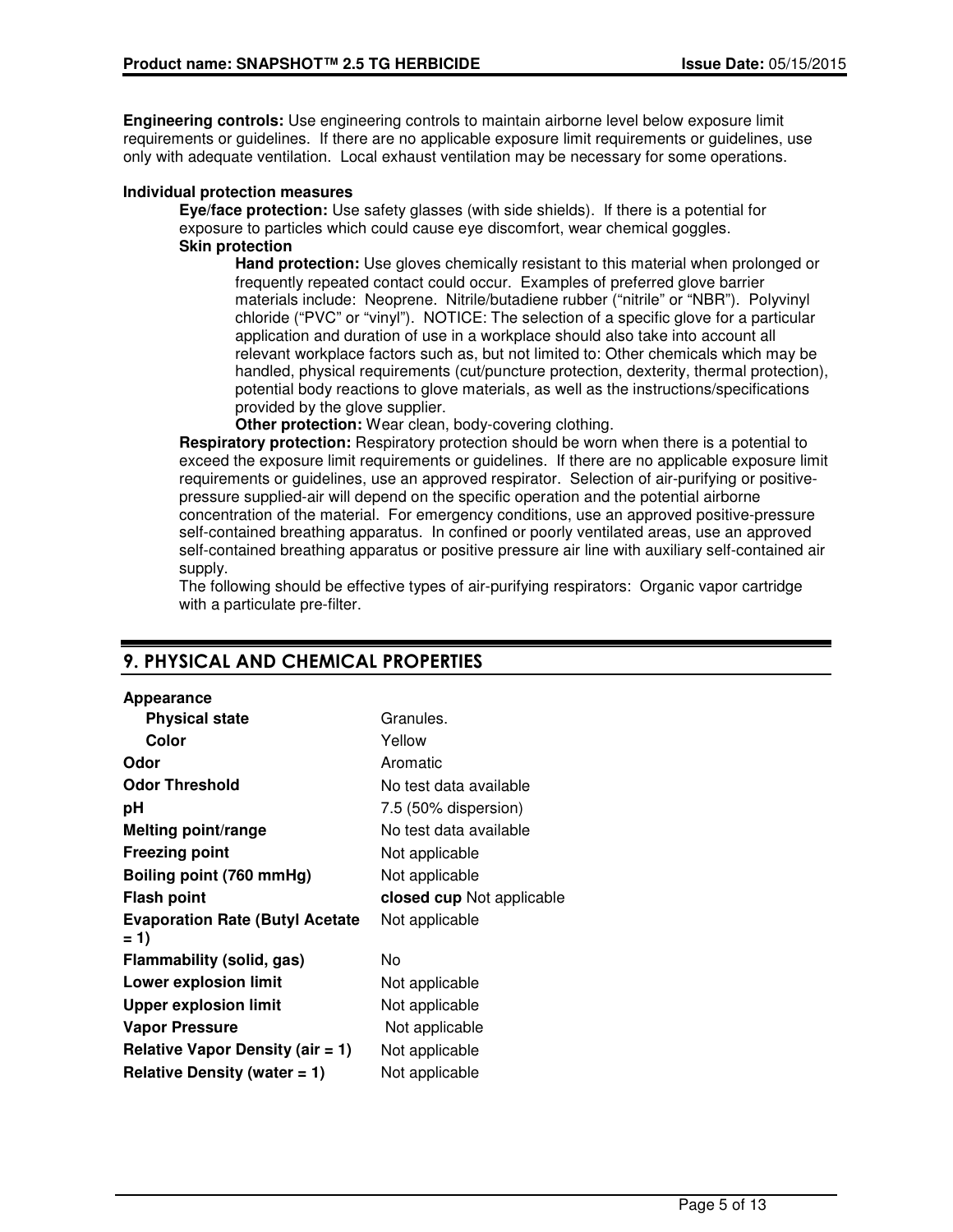**Engineering controls:** Use engineering controls to maintain airborne level below exposure limit requirements or guidelines. If there are no applicable exposure limit requirements or guidelines, use only with adequate ventilation. Local exhaust ventilation may be necessary for some operations.

**Individual protection measures**

**Eye/face protection:** Use safety glasses (with side shields). If there is a potential for exposure to particles which could cause eye discomfort, wear chemical goggles.

**Skin protection**

**Hand protection:** Use gloves chemically resistant to this material when prolonged or frequently repeated contact could occur. Examples of preferred glove barrier materials include: Neoprene. Nitrile/butadiene rubber ("nitrile" or "NBR"). Polyvinyl chloride ("PVC" or "vinyl"). NOTICE: The selection of a specific glove for a particular application and duration of use in a workplace should also take into account all relevant workplace factors such as, but not limited to: Other chemicals which may be handled, physical requirements (cut/puncture protection, dexterity, thermal protection), potential body reactions to glove materials, as well as the instructions/specifications provided by the glove supplier.

**Other protection:** Wear clean, body-covering clothing.

**Respiratory protection:** Respiratory protection should be worn when there is a potential to exceed the exposure limit requirements or guidelines. If there are no applicable exposure limit requirements or guidelines, use an approved respirator. Selection of air-purifying or positive-pressure supplied-air will depend on the specific operation and the potential airborne concentration of the material. For emergency conditions, use an approved positive-pressure self-contained breathing apparatus. In confined or poorly ventilated areas, use an approved self-contained breathing apparatus or positive pressure air line with auxiliary self-contained air supply.

The following should be effective types of air-purifying respirators: Organic vapor cartridge with a particulate pre-filter.

## 9. PHYSICAL AND CHEMICAL PROPERTIES

| Property | Value |
|---|---|
| **Appearance** | |
| **Physical state** | Granules. |
| **Color** | Yellow |
| **Odor** | Aromatic |
| **Odor Threshold** | No test data available |
| **pH** | 7.5 (50% dispersion) |
| **Melting point/range** | No test data available |
| **Freezing point** | Not applicable |
| **Boiling point (760 mmHg)** | Not applicable |
| **Flash point** | **closed cup** Not applicable |
| **Evaporation Rate (Butyl Acetate = 1)** | Not applicable |
| **Flammability (solid, gas)** | No |
| **Lower explosion limit** | Not applicable |
| **Upper explosion limit** | Not applicable |
| **Vapor Pressure** | Not applicable |
| **Relative Vapor Density (air = 1)** | Not applicable |
| **Relative Density (water = 1)** | Not applicable |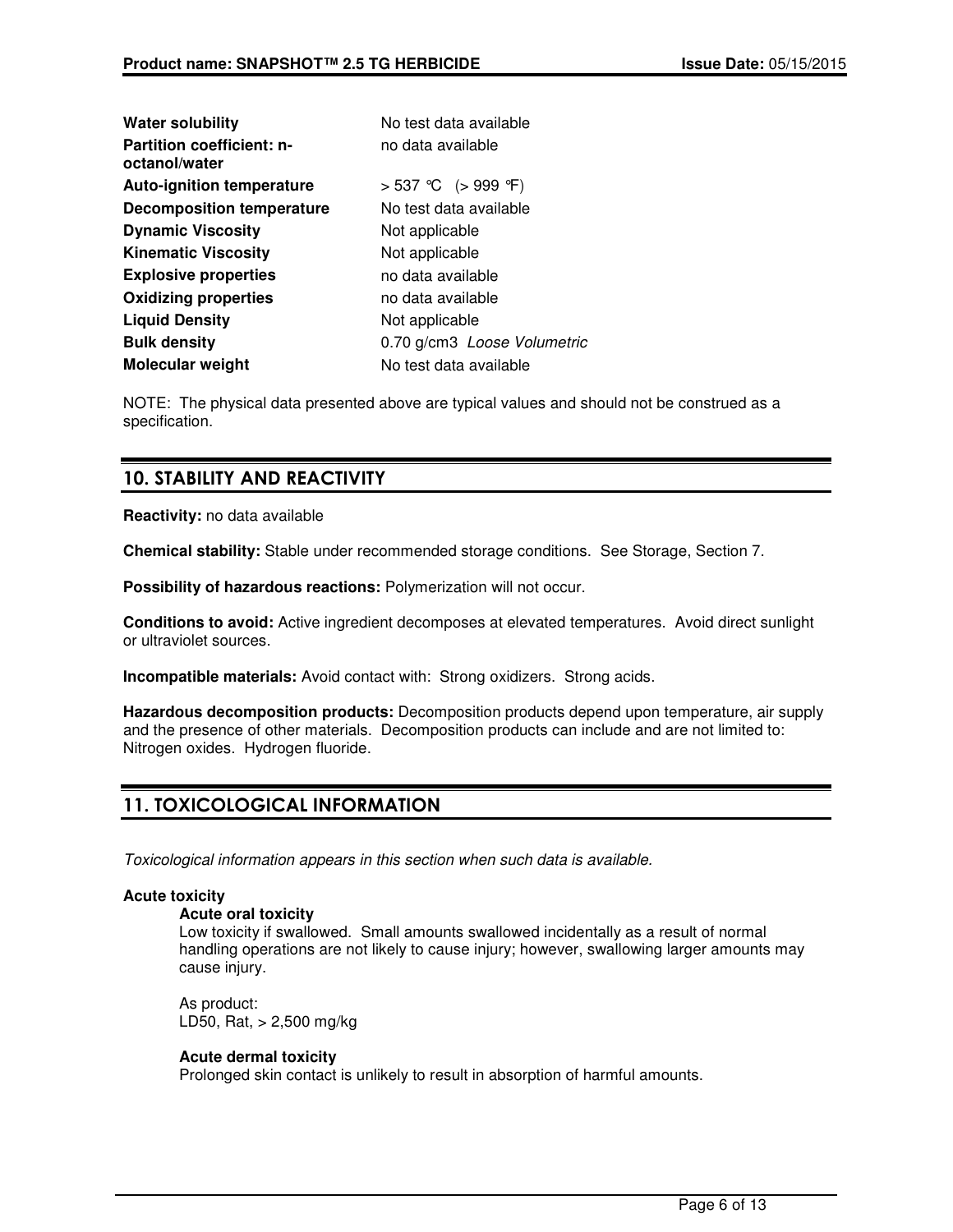| | |
|---|---|
| **Water solubility** | No test data available |
| **Partition coefficient: n-octanol/water** | no data available |
| **Auto-ignition temperature** | > 537 °C (> 999 °F) |
| **Decomposition temperature** | No test data available |
| **Dynamic Viscosity** | Not applicable |
| **Kinematic Viscosity** | Not applicable |
| **Explosive properties** | no data available |
| **Oxidizing properties** | no data available |
| **Liquid Density** | Not applicable |
| **Bulk density** | 0.70 g/cm3 *Loose Volumetric* |
| **Molecular weight** | No test data available |

NOTE: The physical data presented above are typical values and should not be construed as a specification.

## 10. STABILITY AND REACTIVITY

**Reactivity:** no data available

**Chemical stability:** Stable under recommended storage conditions. See Storage, Section 7.

**Possibility of hazardous reactions:** Polymerization will not occur.

**Conditions to avoid:** Active ingredient decomposes at elevated temperatures. Avoid direct sunlight or ultraviolet sources.

**Incompatible materials:** Avoid contact with: Strong oxidizers. Strong acids.

**Hazardous decomposition products:** Decomposition products depend upon temperature, air supply and the presence of other materials. Decomposition products can include and are not limited to: Nitrogen oxides. Hydrogen fluoride.

## 11. TOXICOLOGICAL INFORMATION

*Toxicological information appears in this section when such data is available.*

**Acute toxicity**

**Acute oral toxicity**

Low toxicity if swallowed. Small amounts swallowed incidentally as a result of normal handling operations are not likely to cause injury; however, swallowing larger amounts may cause injury.

As product:
LD50, Rat, > 2,500 mg/kg

**Acute dermal toxicity**

Prolonged skin contact is unlikely to result in absorption of harmful amounts.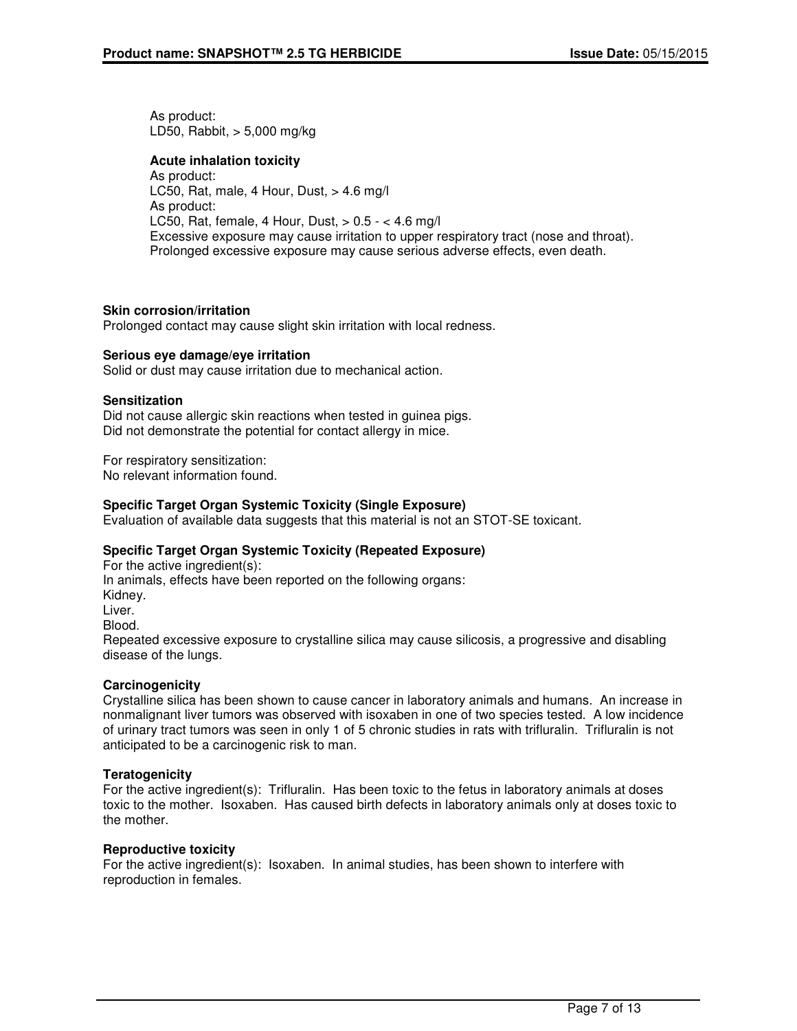As product:
LD50, Rabbit, > 5,000 mg/kg

**Acute inhalation toxicity**
As product:
LC50, Rat, male, 4 Hour, Dust, > 4.6 mg/l
As product:
LC50, Rat, female, 4 Hour, Dust, > 0.5 - < 4.6 mg/l
Excessive exposure may cause irritation to upper respiratory tract (nose and throat).
Prolonged excessive exposure may cause serious adverse effects, even death.

**Skin corrosion/irritation**
Prolonged contact may cause slight skin irritation with local redness.

**Serious eye damage/eye irritation**
Solid or dust may cause irritation due to mechanical action.

**Sensitization**
Did not cause allergic skin reactions when tested in guinea pigs.
Did not demonstrate the potential for contact allergy in mice.

For respiratory sensitization:
No relevant information found.

**Specific Target Organ Systemic Toxicity (Single Exposure)**
Evaluation of available data suggests that this material is not an STOT-SE toxicant.

**Specific Target Organ Systemic Toxicity (Repeated Exposure)**
For the active ingredient(s):
In animals, effects have been reported on the following organs:
Kidney.
Liver.
Blood.
Repeated excessive exposure to crystalline silica may cause silicosis, a progressive and disabling disease of the lungs.

**Carcinogenicity**
Crystalline silica has been shown to cause cancer in laboratory animals and humans. An increase in nonmalignant liver tumors was observed with isoxaben in one of two species tested. A low incidence of urinary tract tumors was seen in only 1 of 5 chronic studies in rats with trifluralin. Trifluralin is not anticipated to be a carcinogenic risk to man.

**Teratogenicity**
For the active ingredient(s): Trifluralin. Has been toxic to the fetus in laboratory animals at doses toxic to the mother. Isoxaben. Has caused birth defects in laboratory animals only at doses toxic to the mother.

**Reproductive toxicity**
For the active ingredient(s): Isoxaben. In animal studies, has been shown to interfere with reproduction in females.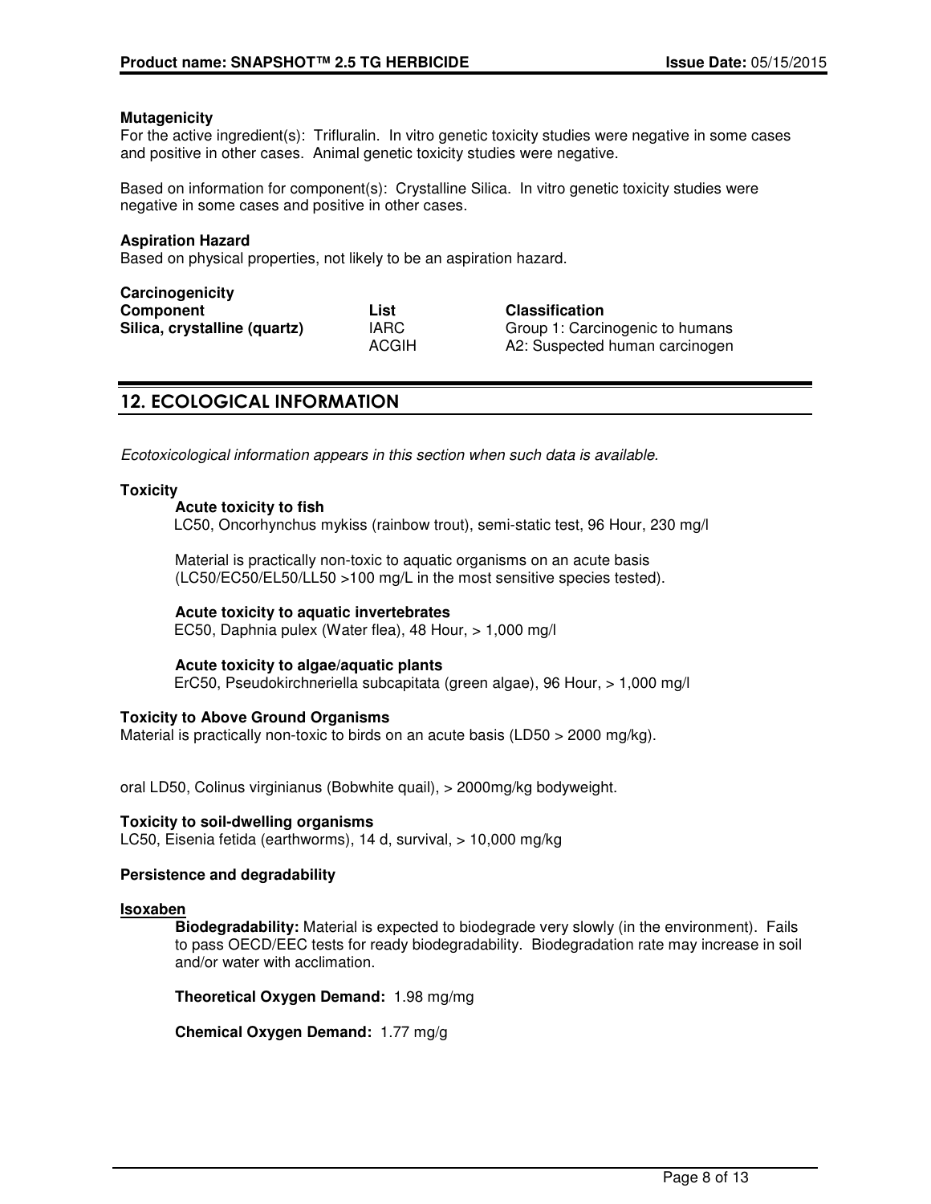**Mutagenicity**

For the active ingredient(s): Trifluralin. In vitro genetic toxicity studies were negative in some cases and positive in other cases. Animal genetic toxicity studies were negative.

Based on information for component(s): Crystalline Silica. In vitro genetic toxicity studies were negative in some cases and positive in other cases.

**Aspiration Hazard**

Based on physical properties, not likely to be an aspiration hazard.

**Carcinogenicity**

| **Component** | **List** | **Classification** |
|---|---|---|
| **Silica, crystalline (quartz)** | IARC | Group 1: Carcinogenic to humans |
| | ACGIH | A2: Suspected human carcinogen |

## 12. ECOLOGICAL INFORMATION

*Ecotoxicological information appears in this section when such data is available.*

**Toxicity**

**Acute toxicity to fish**

LC50, Oncorhynchus mykiss (rainbow trout), semi-static test, 96 Hour, 230 mg/l

Material is practically non-toxic to aquatic organisms on an acute basis (LC50/EC50/EL50/LL50 >100 mg/L in the most sensitive species tested).

**Acute toxicity to aquatic invertebrates**

EC50, Daphnia pulex (Water flea), 48 Hour, > 1,000 mg/l

**Acute toxicity to algae/aquatic plants**

ErC50, Pseudokirchneriella subcapitata (green algae), 96 Hour, > 1,000 mg/l

**Toxicity to Above Ground Organisms**

Material is practically non-toxic to birds on an acute basis (LD50 > 2000 mg/kg).

oral LD50, Colinus virginianus (Bobwhite quail), > 2000mg/kg bodyweight.

**Toxicity to soil-dwelling organisms**

LC50, Eisenia fetida (earthworms), 14 d, survival, > 10,000 mg/kg

**Persistence and degradability**

**Isoxaben**

**Biodegradability:** Material is expected to biodegrade very slowly (in the environment). Fails to pass OECD/EEC tests for ready biodegradability. Biodegradation rate may increase in soil and/or water with acclimation.

**Theoretical Oxygen Demand:** 1.98 mg/mg

**Chemical Oxygen Demand:** 1.77 mg/g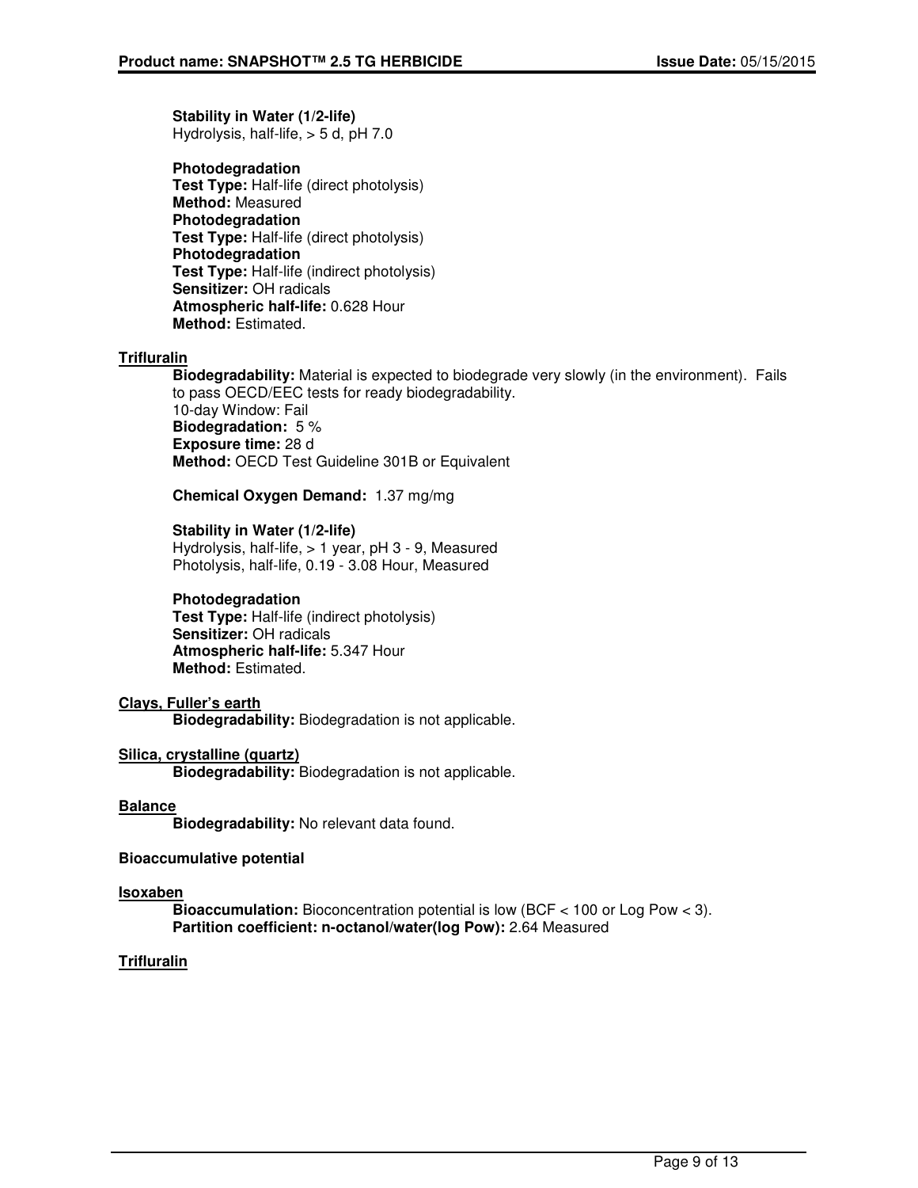**Stability in Water (1/2-life)**
Hydrolysis, half-life, > 5 d, pH 7.0

**Photodegradation**
**Test Type:** Half-life (direct photolysis)
**Method:** Measured
**Photodegradation**
**Test Type:** Half-life (direct photolysis)
**Photodegradation**
**Test Type:** Half-life (indirect photolysis)
**Sensitizer:** OH radicals
**Atmospheric half-life:** 0.628 Hour
**Method:** Estimated.

**Trifluralin**

**Biodegradability:** Material is expected to biodegrade very slowly (in the environment). Fails to pass OECD/EEC tests for ready biodegradability.
10-day Window: Fail
**Biodegradation:** 5 %
**Exposure time:** 28 d
**Method:** OECD Test Guideline 301B or Equivalent

**Chemical Oxygen Demand:** 1.37 mg/mg

**Stability in Water (1/2-life)**
Hydrolysis, half-life, > 1 year, pH 3 - 9, Measured
Photolysis, half-life, 0.19 - 3.08 Hour, Measured

**Photodegradation**
**Test Type:** Half-life (indirect photolysis)
**Sensitizer:** OH radicals
**Atmospheric half-life:** 5.347 Hour
**Method:** Estimated.

**Clays, Fuller's earth**

**Biodegradability:** Biodegradation is not applicable.

**Silica, crystalline (quartz)**

**Biodegradability:** Biodegradation is not applicable.

**Balance**

**Biodegradability:** No relevant data found.

**Bioaccumulative potential**

**Isoxaben**

**Bioaccumulation:** Bioconcentration potential is low (BCF < 100 or Log Pow < 3).
**Partition coefficient: n-octanol/water(log Pow):** 2.64 Measured

**Trifluralin**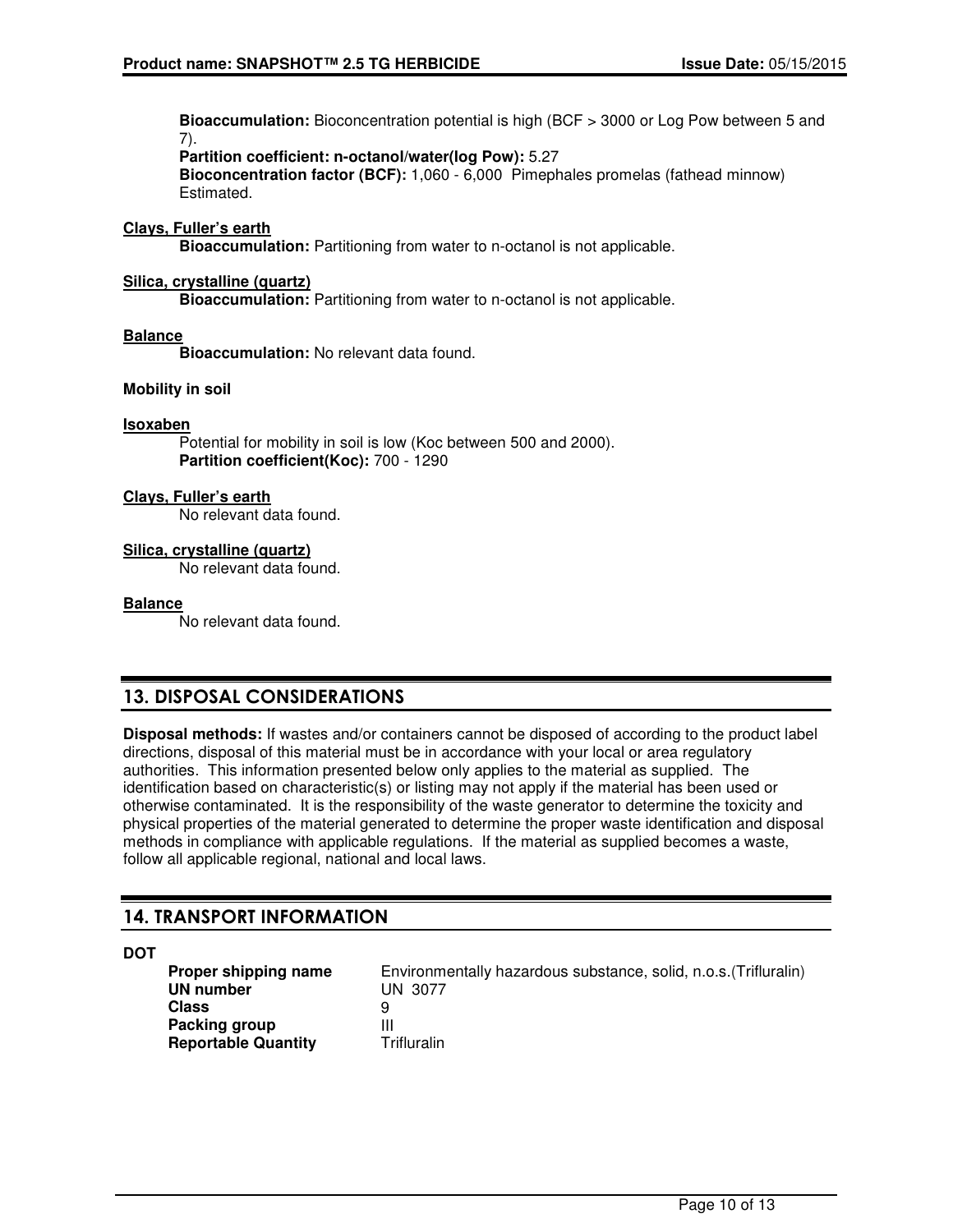**Bioaccumulation:** Bioconcentration potential is high (BCF > 3000 or Log Pow between 5 and 7).
**Partition coefficient: n-octanol/water(log Pow):** 5.27
**Bioconcentration factor (BCF):** 1,060 - 6,000 Pimephales promelas (fathead minnow) Estimated.

**Clays, Fuller's earth**
**Bioaccumulation:** Partitioning from water to n-octanol is not applicable.

**Silica, crystalline (quartz)**
**Bioaccumulation:** Partitioning from water to n-octanol is not applicable.

**Balance**
**Bioaccumulation:** No relevant data found.

**Mobility in soil**

**Isoxaben**
Potential for mobility in soil is low (Koc between 500 and 2000).
**Partition coefficient(Koc):** 700 - 1290

**Clays, Fuller's earth**
No relevant data found.

**Silica, crystalline (quartz)**
No relevant data found.

**Balance**
No relevant data found.

## 13. DISPOSAL CONSIDERATIONS

**Disposal methods:** If wastes and/or containers cannot be disposed of according to the product label directions, disposal of this material must be in accordance with your local or area regulatory authorities. This information presented below only applies to the material as supplied. The identification based on characteristic(s) or listing may not apply if the material has been used or otherwise contaminated. It is the responsibility of the waste generator to determine the toxicity and physical properties of the material generated to determine the proper waste identification and disposal methods in compliance with applicable regulations. If the material as supplied becomes a waste, follow all applicable regional, national and local laws.

## 14. TRANSPORT INFORMATION

**DOT**

| | |
|---|---|
| **Proper shipping name** | Environmentally hazardous substance, solid, n.o.s.(Trifluralin) |
| **UN number** | UN 3077 |
| **Class** | 9 |
| **Packing group** | III |
| **Reportable Quantity** | Trifluralin |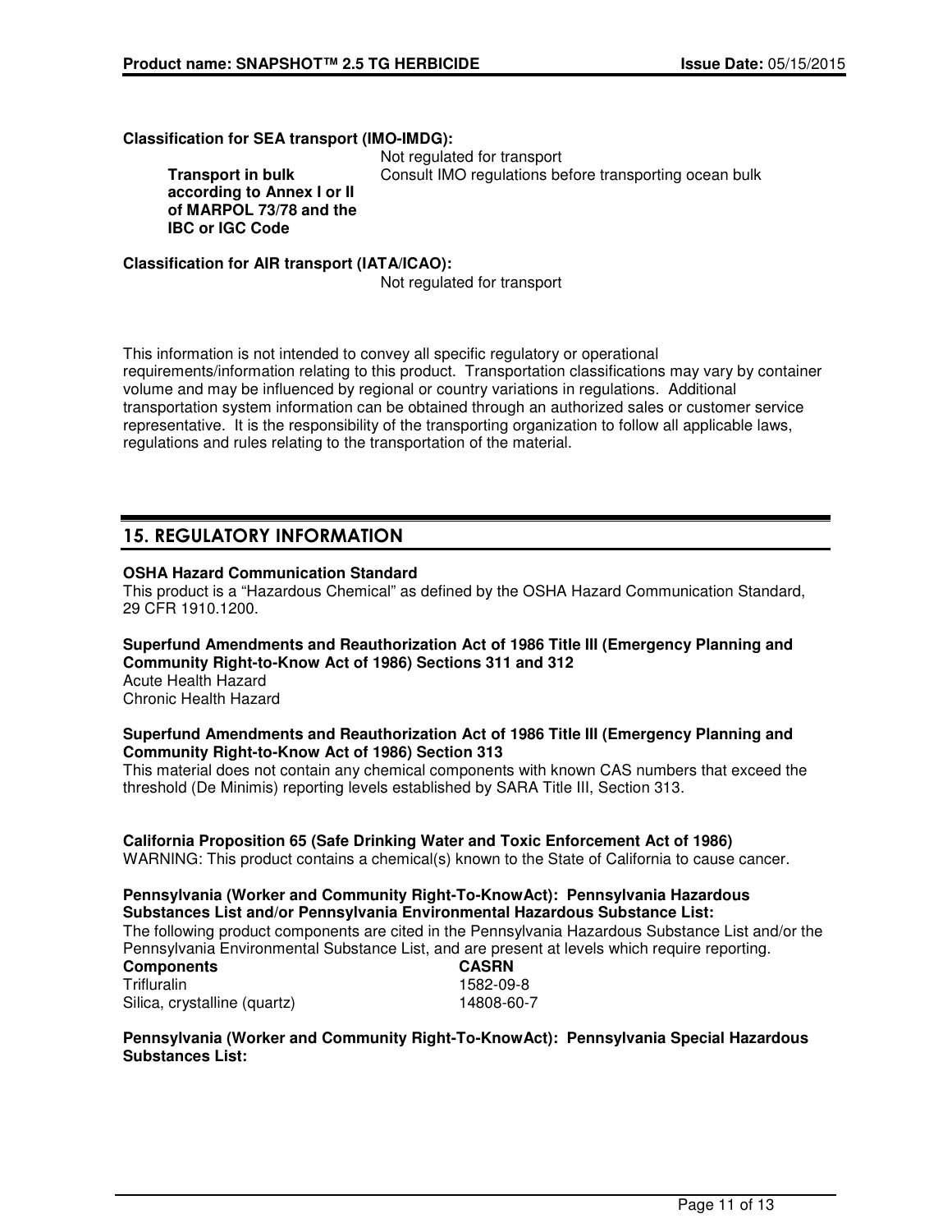**Classification for SEA transport (IMO-IMDG):**

Not regulated for transport

**Transport in bulk according to Annex I or II of MARPOL 73/78 and the IBC or IGC Code** Consult IMO regulations before transporting ocean bulk

**Classification for AIR transport (IATA/ICAO):**

Not regulated for transport

This information is not intended to convey all specific regulatory or operational requirements/information relating to this product. Transportation classifications may vary by container volume and may be influenced by regional or country variations in regulations. Additional transportation system information can be obtained through an authorized sales or customer service representative. It is the responsibility of the transporting organization to follow all applicable laws, regulations and rules relating to the transportation of the material.

## 15. REGULATORY INFORMATION

**OSHA Hazard Communication Standard**
This product is a "Hazardous Chemical" as defined by the OSHA Hazard Communication Standard, 29 CFR 1910.1200.

**Superfund Amendments and Reauthorization Act of 1986 Title III (Emergency Planning and Community Right-to-Know Act of 1986) Sections 311 and 312**
Acute Health Hazard
Chronic Health Hazard

**Superfund Amendments and Reauthorization Act of 1986 Title III (Emergency Planning and Community Right-to-Know Act of 1986) Section 313**
This material does not contain any chemical components with known CAS numbers that exceed the threshold (De Minimis) reporting levels established by SARA Title III, Section 313.

**California Proposition 65 (Safe Drinking Water and Toxic Enforcement Act of 1986)**
WARNING: This product contains a chemical(s) known to the State of California to cause cancer.

**Pennsylvania (Worker and Community Right-To-KnowAct): Pennsylvania Hazardous Substances List and/or Pennsylvania Environmental Hazardous Substance List:**
The following product components are cited in the Pennsylvania Hazardous Substance List and/or the Pennsylvania Environmental Substance List, and are present at levels which require reporting.

| Components | CASRN |
|---|---|
| Trifluralin | 1582-09-8 |
| Silica, crystalline (quartz) | 14808-60-7 |

**Pennsylvania (Worker and Community Right-To-KnowAct): Pennsylvania Special Hazardous Substances List:**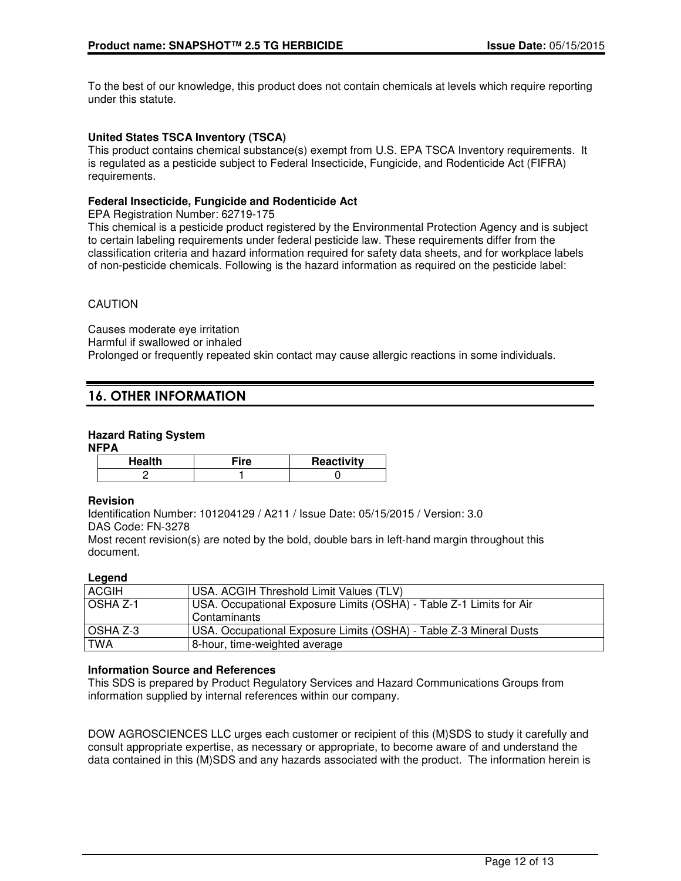To the best of our knowledge, this product does not contain chemicals at levels which require reporting under this statute.

**United States TSCA Inventory (TSCA)**
This product contains chemical substance(s) exempt from U.S. EPA TSCA Inventory requirements. It is regulated as a pesticide subject to Federal Insecticide, Fungicide, and Rodenticide Act (FIFRA) requirements.

**Federal Insecticide, Fungicide and Rodenticide Act**
EPA Registration Number: 62719-175
This chemical is a pesticide product registered by the Environmental Protection Agency and is subject to certain labeling requirements under federal pesticide law. These requirements differ from the classification criteria and hazard information required for safety data sheets, and for workplace labels of non-pesticide chemicals. Following is the hazard information as required on the pesticide label:

CAUTION

Causes moderate eye irritation
Harmful if swallowed or inhaled
Prolonged or frequently repeated skin contact may cause allergic reactions in some individuals.

## 16. OTHER INFORMATION

**Hazard Rating System**
**NFPA**

| Health | Fire | Reactivity |
|---|---|---|
| 2 | 1 | 0 |

**Revision**
Identification Number: 101204129 / A211 / Issue Date: 05/15/2015 / Version: 3.0
DAS Code: FN-3278
Most recent revision(s) are noted by the bold, double bars in left-hand margin throughout this document.

**Legend**

| | |
|---|---|
| ACGIH | USA. ACGIH Threshold Limit Values (TLV) |
| OSHA Z-1 | USA. Occupational Exposure Limits (OSHA) - Table Z-1 Limits for Air Contaminants |
| OSHA Z-3 | USA. Occupational Exposure Limits (OSHA) - Table Z-3 Mineral Dusts |
| TWA | 8-hour, time-weighted average |

**Information Source and References**
This SDS is prepared by Product Regulatory Services and Hazard Communications Groups from information supplied by internal references within our company.

DOW AGROSCIENCES LLC urges each customer or recipient of this (M)SDS to study it carefully and consult appropriate expertise, as necessary or appropriate, to become aware of and understand the data contained in this (M)SDS and any hazards associated with the product. The information herein is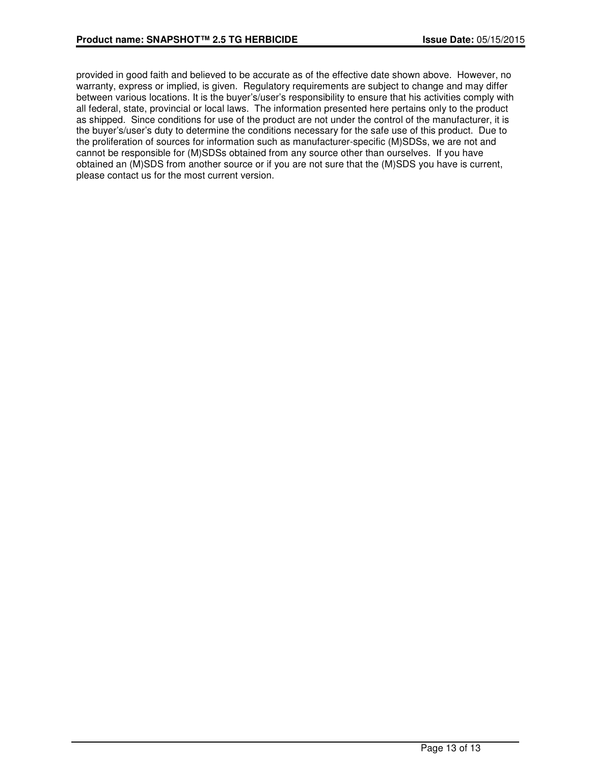provided in good faith and believed to be accurate as of the effective date shown above. However, no warranty, express or implied, is given. Regulatory requirements are subject to change and may differ between various locations. It is the buyer's/user's responsibility to ensure that his activities comply with all federal, state, provincial or local laws. The information presented here pertains only to the product as shipped. Since conditions for use of the product are not under the control of the manufacturer, it is the buyer's/user's duty to determine the conditions necessary for the safe use of this product. Due to the proliferation of sources for information such as manufacturer-specific (M)SDSs, we are not and cannot be responsible for (M)SDSs obtained from any source other than ourselves. If you have obtained an (M)SDS from another source or if you are not sure that the (M)SDS you have is current, please contact us for the most current version.